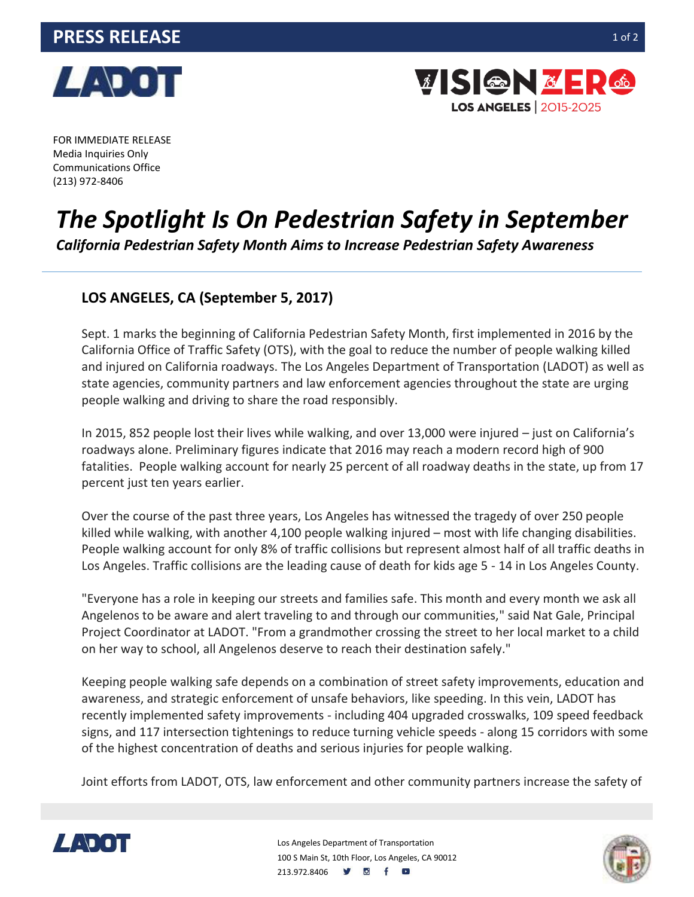PRESS RELEASE

FOR IMMEDIATE RELEASE
Media Inquiries Only
Communications Office
(213) 972-8406

# *The Spotlight Is On Pedestrian Safety in September*

***California Pedestrian Safety Month Aims to Increase Pedestrian Safety Awareness***

**LOS ANGELES, CA (September 5, 2017)**

Sept. 1 marks the beginning of California Pedestrian Safety Month, first implemented in 2016 by the California Office of Traffic Safety (OTS), with the goal to reduce the number of people walking killed and injured on California roadways. The Los Angeles Department of Transportation (LADOT) as well as state agencies, community partners and law enforcement agencies throughout the state are urging people walking and driving to share the road responsibly.

In 2015, 852 people lost their lives while walking, and over 13,000 were injured – just on California's roadways alone. Preliminary figures indicate that 2016 may reach a modern record high of 900 fatalities. People walking account for nearly 25 percent of all roadway deaths in the state, up from 17 percent just ten years earlier.

Over the course of the past three years, Los Angeles has witnessed the tragedy of over 250 people killed while walking, with another 4,100 people walking injured – most with life changing disabilities. People walking account for only 8% of traffic collisions but represent almost half of all traffic deaths in Los Angeles. Traffic collisions are the leading cause of death for kids age 5 - 14 in Los Angeles County.

"Everyone has a role in keeping our streets and families safe. This month and every month we ask all Angelenos to be aware and alert traveling to and through our communities," said Nat Gale, Principal Project Coordinator at LADOT. "From a grandmother crossing the street to her local market to a child on her way to school, all Angelenos deserve to reach their destination safely."

Keeping people walking safe depends on a combination of street safety improvements, education and awareness, and strategic enforcement of unsafe behaviors, like speeding. In this vein, LADOT has recently implemented safety improvements - including 404 upgraded crosswalks, 109 speed feedback signs, and 117 intersection tightenings to reduce turning vehicle speeds - along 15 corridors with some of the highest concentration of deaths and serious injuries for people walking.

Joint efforts from LADOT, OTS, law enforcement and other community partners increase the safety of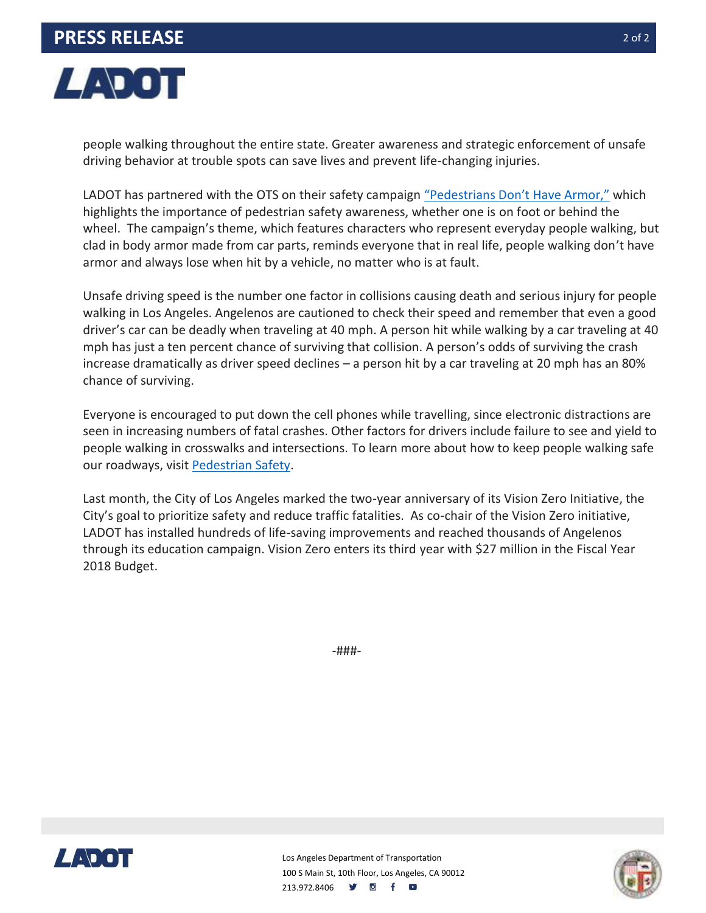people walking throughout the entire state. Greater awareness and strategic enforcement of unsafe driving behavior at trouble spots can save lives and prevent life-changing injuries.

LADOT has partnered with the OTS on their safety campaign "Pedestrians Don't Have Armor," which highlights the importance of pedestrian safety awareness, whether one is on foot or behind the wheel. The campaign's theme, which features characters who represent everyday people walking, but clad in body armor made from car parts, reminds everyone that in real life, people walking don't have armor and always lose when hit by a vehicle, no matter who is at fault.

Unsafe driving speed is the number one factor in collisions causing death and serious injury for people walking in Los Angeles. Angelenos are cautioned to check their speed and remember that even a good driver's car can be deadly when traveling at 40 mph. A person hit while walking by a car traveling at 40 mph has just a ten percent chance of surviving that collision. A person's odds of surviving the crash increase dramatically as driver speed declines – a person hit by a car traveling at 20 mph has an 80% chance of surviving.

Everyone is encouraged to put down the cell phones while travelling, since electronic distractions are seen in increasing numbers of fatal crashes. Other factors for drivers include failure to see and yield to people walking in crosswalks and intersections. To learn more about how to keep people walking safe our roadways, visit Pedestrian Safety.

Last month, the City of Los Angeles marked the two-year anniversary of its Vision Zero Initiative, the City's goal to prioritize safety and reduce traffic fatalities. As co-chair of the Vision Zero initiative, LADOT has installed hundreds of life-saving improvements and reached thousands of Angelenos through its education campaign. Vision Zero enters its third year with $27 million in the Fiscal Year 2018 Budget.

-###-

Los Angeles Department of Transportation
100 S Main St, 10th Floor, Los Angeles, CA 90012
213.972.8406